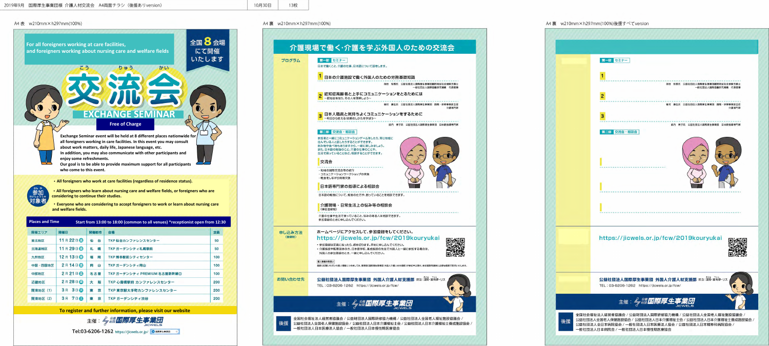2019年9月 国際厚生事業団様 介護人材交流会 A4両面チラシ（後援ありversion） 10月30日 13校

A4 表 w210mm×h297mm(100%)

For all foreigners working at care facilities, and foreigners working about nursing care and welfare fields

全国8会場にて開催いたします

# 交流会（こうりゅうかい）

## EXCHANGE SEMINAR

**Free of Charge**

**Exchange Seminar event will be held at 8 different places nationwide for all foreigners working in care facilities. In this event you may consult about work matters, daily life, Japanese language, etc. In addition, you may also communicate with other participants and enjoy some refreshments. Our goal is to be able to provide maximum support for all participants who come to this event.**

参加対象者（さんかたいしょうしゃ）

- **All foreigners who work at care facilities (regardless of residence status).**
- **All foreigners who learn about nursing care and welfare fields, or foreigners who are considering to continue their studies.**
- **Everyone who are considering to accept foreigners to work or learn about nursing care and welfare fields.**

**Places and Time** Start from 13:00 to 18:00 (common to all venues) *receptionist open from 12:30

| 開催エリア | 開催日 | 開催都市 | 会場 | 定員 |
|---|---|---|---|---|
| 東北地区 | 11月22日㊎ | 仙台 | TKP 仙台カンファレンスセンター | 50 |
| 北海道地区 | 11月29日㊎ | 札幌 | TKP ガーデンシティ札幌駅前 | 50 |
| 九州地区 | 12月13日㊎ | 福岡 | TKP 博多駅前シティセンター | 100 |
| 中国・四国地区 | 2月14日㊎ | 岡山 | TKP ガーデンシティ岡山 | 100 |
| 中部地区 | 2月21日㊎ | 名古屋 | TKP ガーデンシティ PREMIUM 名古屋新幹線口 | 100 |
| 近畿地区 | 2月28日㊎ | 大阪 | TKP 心斎橋駅前 カンファレンスセンター | 200 |
| 関東地区 (1) | 3月3日㊊ | 東京 | TKP 東京駅大手町カンファレンスセンター | 200 |
| 関東地区 (2) | 3月7日㊎ | 東京 | TKP ガーデンシティ渋谷 | 200 |

**To register and further information, please visit our website**

主催：公益社団法人 国際厚生事業団 JICWELS

Tel:03-6206-1262 https://jicwels.or.jp/

---

A4 裏 w210mm×h297mm(100%)

# 介護現場で働く·介護を学ぶ外国人のための交流会

**プログラム**

**第一部 セミナー**

日本で働くこと、介護の仕事、日本語について話をします。

**1 日本の介護施設で働く外国人のための労務基礎知識**

持田 悟西氏 公益社団法人国際厚生事業団顧問特定社会保険労務士
一般社団法人国際福祉研究機構 代表理事

**2 認知症高齢者と上手にコミュニケーションをとるためには**
～認知症を知り、その人を理解しよう～

峯村 康弘氏 公益社団法人国際厚生事業団 国際・研修事業部主任
介護専門家

**3 日本人職員と気持ちよくコミュニケーションをするために**
～明日から使える話し方のしかたを学ぼう～

武内 博子氏 公益社団法人国際厚生事業団 日本語指導専門家

**第二部 交流会・相談会**

参加者と一緒にコミュニケーションゲームをしたり、同じ地域に住んでいる人と話したりすることができます。
飲み物や食べ物もありますから、一緒に楽しみましょう。
また、日本語の勉強のこと、介護の仕事のことや、生活で困っていることなど、相談することもできます。

**交流会**

- 地域の国際交流会等の紹介
- コミュニケーションワークショップの実施
- 飲食をしながらの情報交換

**日本語専門家の指導による相談会**

日本語の勉強について、勉強の仕方や、困っていることを相談できます。

**介護現場・日常生活上の悩み等の相談会**
（事前登録制）

介護の仕事や生活で困っていること、悩みのある人は相談できます。
参加登録のときに申し込んでください。

**申し込み方法**（登録制）

**ホームページにアクセスして、参加登録をしてください。**

**https://jicwels.or.jp/fcw/2019kouryukai**

- 参加登録は定員になったら、締め切ります。早めに申し込んでください。
- 介護施設や監理団体の方、日本語学校、養成施設の先生で外国人と一緒に参加する場合は、外国人の参加登録のとき、一緒に申し込んでください。

**個人情報の取扱い**
登録にお記載いただいた個人情報につきましては、事業の運営及び業務に使用するほか、公益社団法人国際厚生事業団 外国人介護人材支援部にて使用し、参加登録手続きに必要な範囲で使用いたします。

**お問い合わせ先**

**公益社団法人国際厚生事業団 外国人介護人材支援部** 担当：須藤・富有野・リズ
TEL：03-6206-1262 https://jicwels.or.jp/fcw/

主催：公益社団法人 国際厚生事業団 JICWELS

**後援**

全国社会福祉法人経営者協議会 / 公益財団法人国際研修協力機構 / 公益社団法人全国老人福祉施設協議会 / 公益社団法人全国老人保健施設協会 / 公益社団法人日本介護福祉士会 / 公益社団法人日本介護福祉士養成施設協会 / 一般社団法人日本医療法人協会 / 一般社団法人日本慢性期医療協会

---

A4 裏 w210mm×h297mm(100%)後援すべてversion

**第一部 セミナー**

**1**

持田 悟西氏 公益社団法人国際厚生事業団顧問特定社会保険労務士
一般社団法人国際福祉研究機構 代表理事

**2**

峯村 康弘氏 公益社団法人国際厚生事業団 国際・研修事業部主任
介護専門家

**3**

武内 博子氏 公益社団法人国際厚生事業団 日本語指導専門家

**第二部 交流会・相談会**

**https://jicwels.or.jp/fcw/2019kouryukai**

**公益社団法人国際厚生事業団 外国人介護人材支援部** 担当：須藤・富有野・リズ
TEL：03-6206-1262 https://jicwels.or.jp/fcw/

主催：公益社団法人 国際厚生事業団 JICWELS

**後援**

全国社会福祉法人経営者協議会 / 公益財団法人国際研修協力機構 / 公益社団法人全国老人福祉施設協議会 / 公益社団法人全国老人保健施設協会 / 公益社団法人日本介護福祉士会 / 公益社団法人日本介護福祉士養成施設協会 / 公益社団法人全日本病院協会 / 一般社団法人日本医療法人協会 / 公益社団法人日本精神科病院協会 / 一般社団法人日本病院会 / 一般社団法人日本慢性期医療協会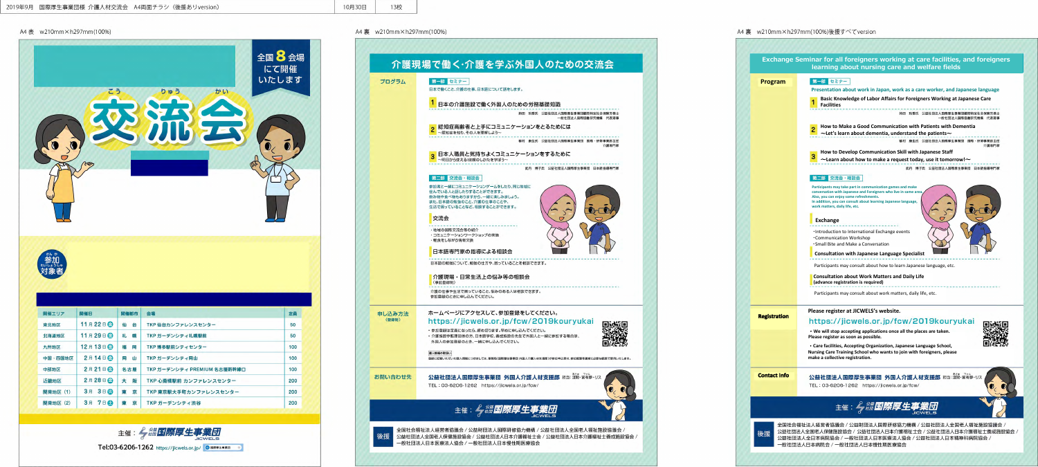2019年9月　国際厚生事業団 介護人材交流会　A4両面チラシ（後援ありversion）　10月30日　13校

A4 表　w210mm×h297mm(100%)

全国 8 会場にて開催いたします

交流会（こう りゅう かい）

参加対象者

| 開催エリア | 開催日 | 開催都市 | 会場 | 定員 |
|---|---|---|---|---|
| 東北地区 | 11月22日㊎ | 仙 台 | TKP 仙台カンファレンスセンター | 50 |
| 北海道地区 | 11月29日㊎ | 札 幌 | TKP ガーデンシティ札幌駅前 | 50 |
| 九州地区 | 12月13日㊎ | 福 岡 | TKP 博多駅前シティセンター | 100 |
| 中国・四国地区 | 2月14日㊎ | 岡 山 | TKP ガーデンシティ岡山 | 100 |
| 中部地区 | 2月21日㊎ | 名古屋 | TKP ガーデンシティ PREMIUM 名古屋新幹線口 | 100 |
| 近畿地区 | 2月28日㊎ | 大 阪 | TKP 心斎橋駅前 カンファレンスセンター | 200 |
| 関東地区 (1) | 3月 3日㊋ | 東 京 | TKP 東京駅大手町カンファレンスセンター | 200 |
| 関東地区 (2) | 3月 7日㊏ | 東 京 | TKP ガーデンシティ渋谷 | 200 |

主催：公益社団法人 国際厚生事業団 JICWELS

Tel:03-6206-1262 https://jicwels.or.jp/

A4 裏　w210mm×h297mm(100%)

# 介護現場で働く・介護を学ぶ外国人のための交流会

**プログラム**

**第一部 セミナー**

日本で働くこと、介護の仕事、日本語について話をします。

1. 日本の介護施設で働く外国人のための労務基礎知識
   - 講師　　公益社団法人国際厚生事業団　　一般社団法人国際労務研究機構　代表理事
2. 認知症高齢者と上手にコミュニケーションをとるためには ～認知症を知り、その人を理解しよう～
   - 講師　　公益社団法人国際厚生事業団　　介護専門家
3. 日本人職員と気持ちよくコミュニケーションをするために ～明日から使える依頼のしかたを学ぼう～
   - 講師　　公益社団法人国際厚生事業団　日本語教育専門家

**第二部 交流会・相談会**

参加者と一緒にコミュニケーションゲームをしたり、同じ地域に住んでいる人と話したりすることができます。
飲み物や食べ物もありますから、一緒に楽しみましょう。
また、日本語の勉強のこと、介護の仕事のことや、生活で困っていることなど、相談することもできます。

**交流会**

- ・地域の国際交流会等の紹介
- ・コミュニケーションワークショップの実施
- ・軽食をしながら情報交換

**日本語専門家の指導による相談会**

日本語の勉強について、勉強の仕方や、困っていることを相談できます。

**介護現場・日常生活上の悩み等の相談会（事前登録制）**

介護の仕事や生活で困っていることなど、悩みのある人は相談できます。参加登録のときに申し込んでください。

**申し込み方法（登録制）**

ホームページにアクセスして、参加登録をしてください。
https://jicwels.or.jp/fcw/2019kouryukai

- ・参加登録は定員になったら、締め切ります。早めに申し込んでください。
- ・介護施設や監理団体の方、日本語学校、養成施設の先生で外国人と一緒に参加する場合は、外国人の参加登録のとき、一緒に申し込んでください。

**お問い合わせ先**

公益社団法人国際厚生事業団 外国人介護人材支援部 担当：流動・賀有静・リス
TEL：03-6206-1262　https://jicwels.or.jp/fcw/

主催：公益社団法人 国際厚生事業団 JICWELS

**後援**

全国社会福祉法人経営者協議会 / 公益財団法人国際研修協力機構 / 公益社団法人全国老人福祉施設協議会 / 公益社団法人全国老人保健施設協会 / 公益社団法人日本介護福祉士会 / 公益社団法人日本介護福祉士養成施設協会 / 一般社団法人日本医療法人協会 / 一般社団法人日本慢性期医療協会

A4 裏　w210mm×h297mm(100%)後援すべてversion

# Exchange Seminar for all foreigners working at care facilities, and foreigners learning about nursing care and welfare fields

**Program**

**第一部 セミナー**

**Presentation about work in Japan, work as a care worker, and Japanese language**

1. **Basic Knowledge of Labor Affairs for Foreigners Working at Japanese Care Facilities**
2. **How to Make a Good Communication with Patients with Dementia ～Let's learn about dementia, understand the patients～**
3. **How to Develop Communication Skill with Japanese Staff ～Learn about how to make a request today, use it tomorrow!～**

**第二部 交流会・相談会**

**Participants may take part in communication games and make conversation with Japanese and Foreigners who live in same area. Also, you can enjoy some refreshments. In addition, you can consult about learning Japanese language, work matters, daily life, etc.**

**Exchange**

- ・Introduction to International Exchange events
- ・Communication Workshop
- ・Small Bite and Make a Conversation

**Consultation with Japanese Language Specialist**

Participants may consult about how to learn Japanese language, etc.

**Consultation about Work Matters and Daily Life (advance registration is required)**

Participants may consult about work matters, daily life, etc.

**Registration**

**Please register at JICWELS's website.**
https://jicwels.or.jp/fcw/2019kouryukai

- **We will stop accepting applications once all the places are taken. Please register as soon as possible.**
- **Care facilities, Accepting Organization, Japanese Language School, Nursing Care Training School who wants to join with foreigners, please make a collective registration.**

**Contact Info**

公益社団法人国際厚生事業団 外国人介護人材支援部 担当：流動・賀有静・リス
TEL：03-6206-1262　https://jicwels.or.jp/fcw/

主催：公益社団法人 国際厚生事業団 JICWELS

**後援**

全国社会福祉法人経営者協議会 / 公益財団法人国際研修協力機構 / 公益社団法人全国老人福祉施設協議会 / 公益社団法人全国老人保健施設協会 / 公益社団法人日本介護福祉士会 / 公益社団法人日本介護福祉士養成施設協会 / 公益社団法人全日本病院協会 / 一般社団法人日本医療法人協会 / 公益社団法人日本精神科病院協会 / 一般社団法人日本病院会 / 一般社団法人日本慢性期医療協会